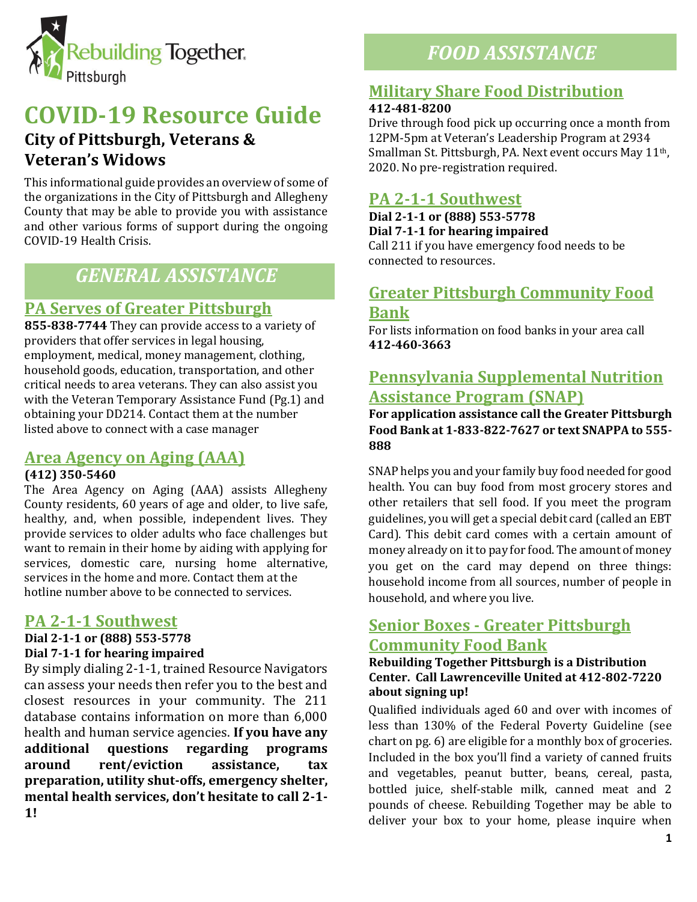Rebuilding Together Pittsburgh

# COVID-19 Resource Guide

### City of Pittsburgh, Veterans & Veteran's Widows

This informational guide provides an overview of some of the organizations in the City of Pittsburgh and Allegheny County that may be able to provide you with assistance and other various forms of support during the ongoing COVID-19 Health Crisis.

## GENERAL ASSISTANCE

### PA Serves of Greater Pittsburgh

**855-838-7744** They can provide access to a variety of providers that offer services in legal housing, employment, medical, money management, clothing, household goods, education, transportation, and other critical needs to area veterans. They can also assist you with the Veteran Temporary Assistance Fund (Pg.1) and obtaining your DD214. Contact them at the number listed above to connect with a case manager

### Area Agency on Aging (AAA)

**(412) 350-5460**

The Area Agency on Aging (AAA) assists Allegheny County residents, 60 years of age and older, to live safe, healthy, and, when possible, independent lives. They provide services to older adults who face challenges but want to remain in their home by aiding with applying for services, domestic care, nursing home alternative, services in the home and more. Contact them at the hotline number above to be connected to services.

### PA 2-1-1 Southwest

**Dial 2-1-1 or (888) 553-5778**
**Dial 7-1-1 for hearing impaired**

By simply dialing 2-1-1, trained Resource Navigators can assess your needs then refer you to the best and closest resources in your community. The 211 database contains information on more than 6,000 health and human service agencies. **If you have any additional questions regarding programs around rent/eviction assistance, tax preparation, utility shut-offs, emergency shelter, mental health services, don't hesitate to call 2-1-1!**

## FOOD ASSISTANCE

### Military Share Food Distribution

**412-481-8200**

Drive through food pick up occurring once a month from 12PM-5pm at Veteran's Leadership Program at 2934 Smallman St. Pittsburgh, PA. Next event occurs May 11th, 2020. No pre-registration required.

### PA 2-1-1 Southwest

**Dial 2-1-1 or (888) 553-5778**
**Dial 7-1-1 for hearing impaired**

Call 211 if you have emergency food needs to be connected to resources.

### Greater Pittsburgh Community Food Bank

For lists information on food banks in your area call **412-460-3663**

### Pennsylvania Supplemental Nutrition Assistance Program (SNAP)

**For application assistance call the Greater Pittsburgh Food Bank at 1-833-822-7627 or text SNAPPA to 555-888**

SNAP helps you and your family buy food needed for good health. You can buy food from most grocery stores and other retailers that sell food. If you meet the program guidelines, you will get a special debit card (called an EBT Card). This debit card comes with a certain amount of money already on it to pay for food. The amount of money you get on the card may depend on three things: household income from all sources, number of people in household, and where you live.

### Senior Boxes - Greater Pittsburgh Community Food Bank

**Rebuilding Together Pittsburgh is a Distribution Center. Call Lawrenceville United at 412-802-7220 about signing up!**

Qualified individuals aged 60 and over with incomes of less than 130% of the Federal Poverty Guideline (see chart on pg. 6) are eligible for a monthly box of groceries. Included in the box you'll find a variety of canned fruits and vegetables, peanut butter, beans, cereal, pasta, bottled juice, shelf-stable milk, canned meat and 2 pounds of cheese. Rebuilding Together may be able to deliver your box to your home, please inquire when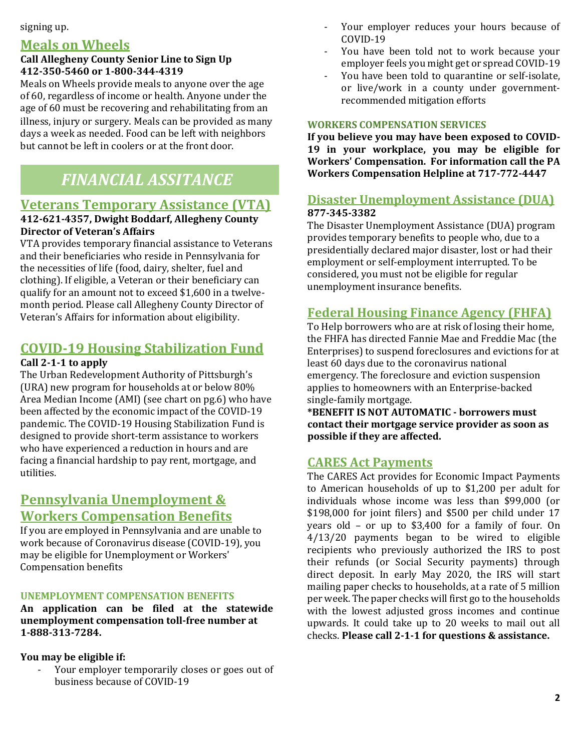signing up.

## Meals on Wheels

**Call Allegheny County Senior Line to Sign Up 412-350-5460 or 1-800-344-4319**

Meals on Wheels provide meals to anyone over the age of 60, regardless of income or health. Anyone under the age of 60 must be recovering and rehabilitating from an illness, injury or surgery. Meals can be provided as many days a week as needed. Food can be left with neighbors but cannot be left in coolers or at the front door.

# *FINANCIAL ASSITANCE*

## Veterans Temporary Assistance (VTA)

**412-621-4357, Dwight Boddarf, Allegheny County Director of Veteran's Affairs**

VTA provides temporary financial assistance to Veterans and their beneficiaries who reside in Pennsylvania for the necessities of life (food, dairy, shelter, fuel and clothing). If eligible, a Veteran or their beneficiary can qualify for an amount not to exceed $1,600 in a twelve-month period. Please call Allegheny County Director of Veteran's Affairs for information about eligibility.

## COVID-19 Housing Stabilization Fund

**Call 2-1-1 to apply**

The Urban Redevelopment Authority of Pittsburgh's (URA) new program for households at or below 80% Area Median Income (AMI) (see chart on pg.6) who have been affected by the economic impact of the COVID-19 pandemic. The COVID-19 Housing Stabilization Fund is designed to provide short-term assistance to workers who have experienced a reduction in hours and are facing a financial hardship to pay rent, mortgage, and utilities.

## Pennsylvania Unemployment & Workers Compensation Benefits

If you are employed in Pennsylvania and are unable to work because of Coronavirus disease (COVID-19), you may be eligible for Unemployment or Workers' Compensation benefits

### UNEMPLOYMENT COMPENSATION BENEFITS

**An application can be filed at the statewide unemployment compensation toll-free number at 1-888-313-7284.**

**You may be eligible if:**

- Your employer temporarily closes or goes out of business because of COVID-19
- Your employer reduces your hours because of COVID-19
- You have been told not to work because your employer feels you might get or spread COVID-19
- You have been told to quarantine or self-isolate, or live/work in a county under government-recommended mitigation efforts

### WORKERS COMPENSATION SERVICES

**If you believe you may have been exposed to COVID-19 in your workplace, you may be eligible for Workers' Compensation. For information call the PA Workers Compensation Helpline at 717-772-4447**

## Disaster Unemployment Assistance (DUA)

**877-345-3382**

The Disaster Unemployment Assistance (DUA) program provides temporary benefits to people who, due to a presidentially declared major disaster, lost or had their employment or self-employment interrupted. To be considered, you must not be eligible for regular unemployment insurance benefits.

## Federal Housing Finance Agency (FHFA)

To Help borrowers who are at risk of losing their home, the FHFA has directed Fannie Mae and Freddie Mac (the Enterprises) to suspend foreclosures and evictions for at least 60 days due to the coronavirus national emergency. The foreclosure and eviction suspension applies to homeowners with an Enterprise-backed single-family mortgage.

**\*BENEFIT IS NOT AUTOMATIC - borrowers must contact their mortgage service provider as soon as possible if they are affected.**

## CARES Act Payments

The CARES Act provides for Economic Impact Payments to American households of up to $1,200 per adult for individuals whose income was less than $99,000 (or $198,000 for joint filers) and $500 per child under 17 years old – or up to $3,400 for a family of four. On 4/13/20 payments began to be wired to eligible recipients who previously authorized the IRS to post their refunds (or Social Security payments) through direct deposit. In early May 2020, the IRS will start mailing paper checks to households, at a rate of 5 million per week. The paper checks will first go to the households with the lowest adjusted gross incomes and continue upwards. It could take up to 20 weeks to mail out all checks. **Please call 2-1-1 for questions & assistance.**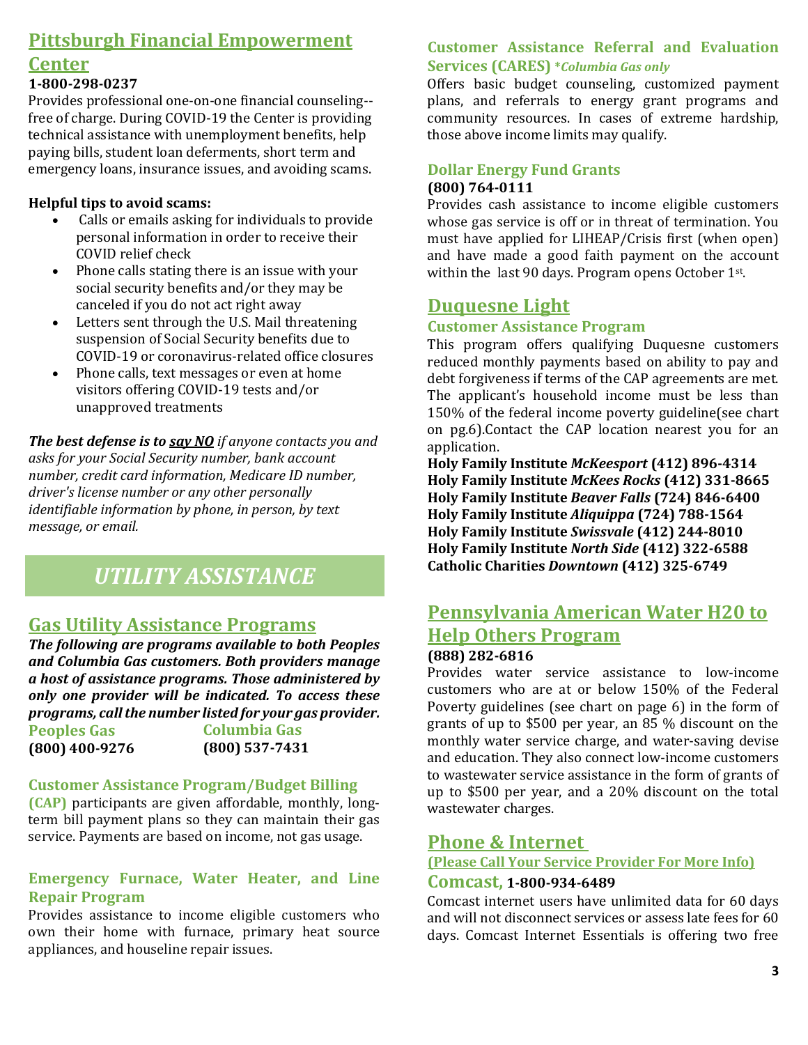## Pittsburgh Financial Empowerment Center

**1-800-298-0237**

Provides professional one-on-one financial counseling--free of charge. During COVID-19 the Center is providing technical assistance with unemployment benefits, help paying bills, student loan deferments, short term and emergency loans, insurance issues, and avoiding scams.

**Helpful tips to avoid scams:**

- Calls or emails asking for individuals to provide personal information in order to receive their COVID relief check
- Phone calls stating there is an issue with your social security benefits and/or they may be canceled if you do not act right away
- Letters sent through the U.S. Mail threatening suspension of Social Security benefits due to COVID-19 or coronavirus-related office closures
- Phone calls, text messages or even at home visitors offering COVID-19 tests and/or unapproved treatments

***The best defense is to say NO*** *if anyone contacts you and asks for your Social Security number, bank account number, credit card information, Medicare ID number, driver's license number or any other personally identifiable information by phone, in person, by text message, or email.*

# *UTILITY ASSISTANCE*

## Gas Utility Assistance Programs

***The following are programs available to both Peoples and Columbia Gas customers. Both providers manage a host of assistance programs. Those administered by only one provider will be indicated. To access these programs, call the number listed for your gas provider.***

**Peoples Gas**
**(800) 400-9276**

**Columbia Gas**
**(800) 537-7431**

### Customer Assistance Program/Budget Billing

**(CAP)** participants are given affordable, monthly, long-term bill payment plans so they can maintain their gas service. Payments are based on income, not gas usage.

### Emergency Furnace, Water Heater, and Line Repair Program

Provides assistance to income eligible customers who own their home with furnace, primary heat source appliances, and houseline repair issues.

### Customer Assistance Referral and Evaluation Services (CARES) *\*Columbia Gas only*

Offers basic budget counseling, customized payment plans, and referrals to energy grant programs and community resources. In cases of extreme hardship, those above income limits may qualify.

### Dollar Energy Fund Grants

**(800) 764-0111**

Provides cash assistance to income eligible customers whose gas service is off or in threat of termination. You must have applied for LIHEAP/Crisis first (when open) and have made a good faith payment on the account within the last 90 days. Program opens October 1st.

## Duquesne Light

### Customer Assistance Program

This program offers qualifying Duquesne customers reduced monthly payments based on ability to pay and debt forgiveness if terms of the CAP agreements are met. The applicant's household income must be less than 150% of the federal income poverty guideline(see chart on pg.6).Contact the CAP location nearest you for an application.

**Holy Family Institute** ***McKeesport*** **(412) 896-4314**
**Holy Family Institute** ***McKees Rocks*** **(412) 331-8665**
**Holy Family Institute** ***Beaver Falls*** **(724) 846-6400**
**Holy Family Institute** ***Aliquippa*** **(724) 788-1564**
**Holy Family Institute** ***Swissvale*** **(412) 244-8010**
**Holy Family Institute** ***North Side*** **(412) 322-6588**
**Catholic Charities** ***Downtown*** **(412) 325-6749**

## Pennsylvania American Water H20 to Help Others Program

**(888) 282-6816**

Provides water service assistance to low-income customers who are at or below 150% of the Federal Poverty guidelines (see chart on page 6) in the form of grants of up to $500 per year, an 85 % discount on the monthly water service charge, and water-saving devise and education. They also connect low-income customers to wastewater service assistance in the form of grants of up to $500 per year, and a 20% discount on the total wastewater charges.

## Phone & Internet

**(Please Call Your Service Provider For More Info)**

### Comcast, 1-800-934-6489

Comcast internet users have unlimited data for 60 days and will not disconnect services or assess late fees for 60 days. Comcast Internet Essentials is offering two free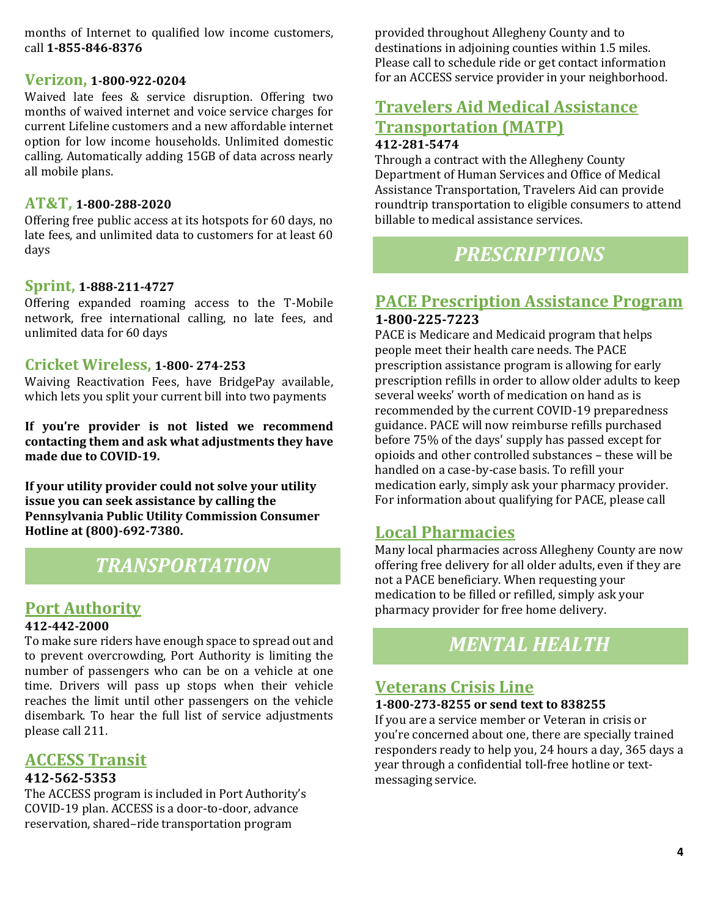months of Internet to qualified low income customers, call **1-855-846-8376**

## Verizon, 1-800-922-0204

Waived late fees & service disruption. Offering two months of waived internet and voice service charges for current Lifeline customers and a new affordable internet option for low income households. Unlimited domestic calling. Automatically adding 15GB of data across nearly all mobile plans.

## AT&T, 1-800-288-2020

Offering free public access at its hotspots for 60 days, no late fees, and unlimited data to customers for at least 60 days

## Sprint, 1-888-211-4727

Offering expanded roaming access to the T-Mobile network, free international calling, no late fees, and unlimited data for 60 days

## Cricket Wireless, 1-800- 274-253

Waiving Reactivation Fees, have BridgePay available, which lets you split your current bill into two payments

**If you're provider is not listed we recommend contacting them and ask what adjustments they have made due to COVID-19.**

**If your utility provider could not solve your utility issue you can seek assistance by calling the Pennsylvania Public Utility Commission Consumer Hotline at (800)-692-7380.**

# *TRANSPORTATION*

## Port Authority

**412-442-2000**

To make sure riders have enough space to spread out and to prevent overcrowding, Port Authority is limiting the number of passengers who can be on a vehicle at one time. Drivers will pass up stops when their vehicle reaches the limit until other passengers on the vehicle disembark. To hear the full list of service adjustments please call 211.

## ACCESS Transit

**412-562-5353**

The ACCESS program is included in Port Authority's COVID-19 plan. ACCESS is a door-to-door, advance reservation, shared–ride transportation program provided throughout Allegheny County and to destinations in adjoining counties within 1.5 miles. Please call to schedule ride or get contact information for an ACCESS service provider in your neighborhood.

## Travelers Aid Medical Assistance Transportation (MATP)

**412-281-5474**

Through a contract with the Allegheny County Department of Human Services and Office of Medical Assistance Transportation, Travelers Aid can provide roundtrip transportation to eligible consumers to attend billable to medical assistance services.

# *PRESCRIPTIONS*

## PACE Prescription Assistance Program

**1-800-225-7223**

PACE is Medicare and Medicaid program that helps people meet their health care needs. The PACE prescription assistance program is allowing for early prescription refills in order to allow older adults to keep several weeks' worth of medication on hand as is recommended by the current COVID-19 preparedness guidance. PACE will now reimburse refills purchased before 75% of the days' supply has passed except for opioids and other controlled substances – these will be handled on a case-by-case basis. To refill your medication early, simply ask your pharmacy provider. For information about qualifying for PACE, please call

## Local Pharmacies

Many local pharmacies across Allegheny County are now offering free delivery for all older adults, even if they are not a PACE beneficiary. When requesting your medication to be filled or refilled, simply ask your pharmacy provider for free home delivery.

# *MENTAL HEALTH*

## Veterans Crisis Line

**1-800-273-8255 or send text to 838255**

If you are a service member or Veteran in crisis or you're concerned about one, there are specially trained responders ready to help you, 24 hours a day, 365 days a year through a confidential toll-free hotline or text-messaging service.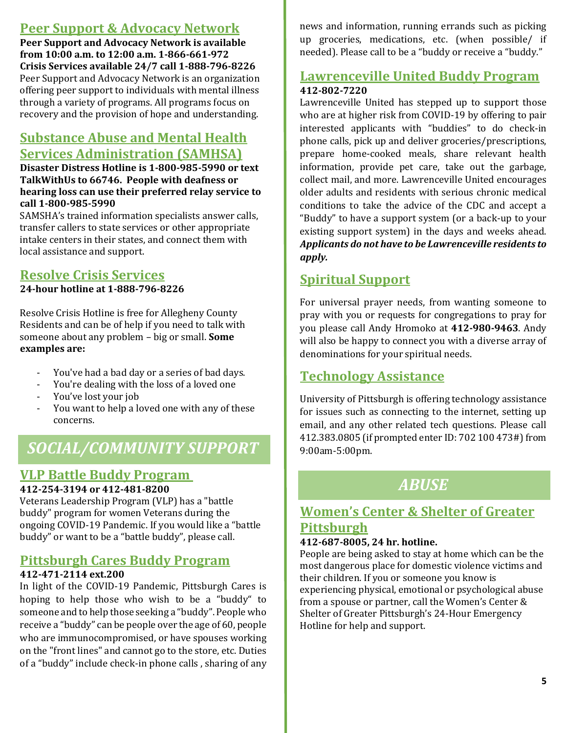## Peer Support & Advocacy Network

**Peer Support and Advocacy Network is available from 10:00 a.m. to 12:00 a.m. 1-866-661-972**
**Crisis Services available 24/7 call 1-888-796-8226**

Peer Support and Advocacy Network is an organization offering peer support to individuals with mental illness through a variety of programs. All programs focus on recovery and the provision of hope and understanding.

## Substance Abuse and Mental Health Services Administration (SAMHSA)

**Disaster Distress Hotline is 1-800-985-5990 or text TalkWithUs to 66746. People with deafness or hearing loss can use their preferred relay service to call 1-800-985-5990**

SAMSHA's trained information specialists answer calls, transfer callers to state services or other appropriate intake centers in their states, and connect them with local assistance and support.

## Resolve Crisis Services

**24-hour hotline at 1-888-796-8226**

Resolve Crisis Hotline is free for Allegheny County Residents and can be of help if you need to talk with someone about any problem – big or small. **Some examples are:**

- You've had a bad day or a series of bad days.
- You're dealing with the loss of a loved one
- You've lost your job
- You want to help a loved one with any of these concerns.

# *SOCIAL/COMMUNITY SUPPORT*

## VLP Battle Buddy Program

**412-254-3194 or 412-481-8200**

Veterans Leadership Program (VLP) has a "battle buddy" program for women Veterans during the ongoing COVID-19 Pandemic. If you would like a "battle buddy" or want to be a "battle buddy", please call.

## Pittsburgh Cares Buddy Program

**412-471-2114 ext.200**

In light of the COVID-19 Pandemic, Pittsburgh Cares is hoping to help those who wish to be a "buddy" to someone and to help those seeking a "buddy". People who receive a "buddy" can be people over the age of 60, people who are immunocompromised, or have spouses working on the "front lines" and cannot go to the store, etc. Duties of a "buddy" include check-in phone calls , sharing of any news and information, running errands such as picking up groceries, medications, etc. (when possible/ if needed). Please call to be a "buddy or receive a "buddy."

## Lawrenceville United Buddy Program

**412-802-7220**

Lawrenceville United has stepped up to support those who are at higher risk from COVID-19 by offering to pair interested applicants with "buddies" to do check-in phone calls, pick up and deliver groceries/prescriptions, prepare home-cooked meals, share relevant health information, provide pet care, take out the garbage, collect mail, and more. Lawrenceville United encourages older adults and residents with serious chronic medical conditions to take the advice of the CDC and accept a "Buddy" to have a support system (or a back-up to your existing support system) in the days and weeks ahead. ***Applicants do not have to be Lawrenceville residents to apply.***

## Spiritual Support

For universal prayer needs, from wanting someone to pray with you or requests for congregations to pray for you please call Andy Hromoko at **412-980-9463**. Andy will also be happy to connect you with a diverse array of denominations for your spiritual needs.

## Technology Assistance

University of Pittsburgh is offering technology assistance for issues such as connecting to the internet, setting up email, and any other related tech questions. Please call 412.383.0805 (if prompted enter ID: 702 100 473#) from 9:00am-5:00pm.

# *ABUSE*

## Women's Center & Shelter of Greater Pittsburgh

**412-687-8005, 24 hr. hotline.**

People are being asked to stay at home which can be the most dangerous place for domestic violence victims and their children. If you or someone you know is experiencing physical, emotional or psychological abuse from a spouse or partner, call the Women's Center & Shelter of Greater Pittsburgh's 24-Hour Emergency Hotline for help and support.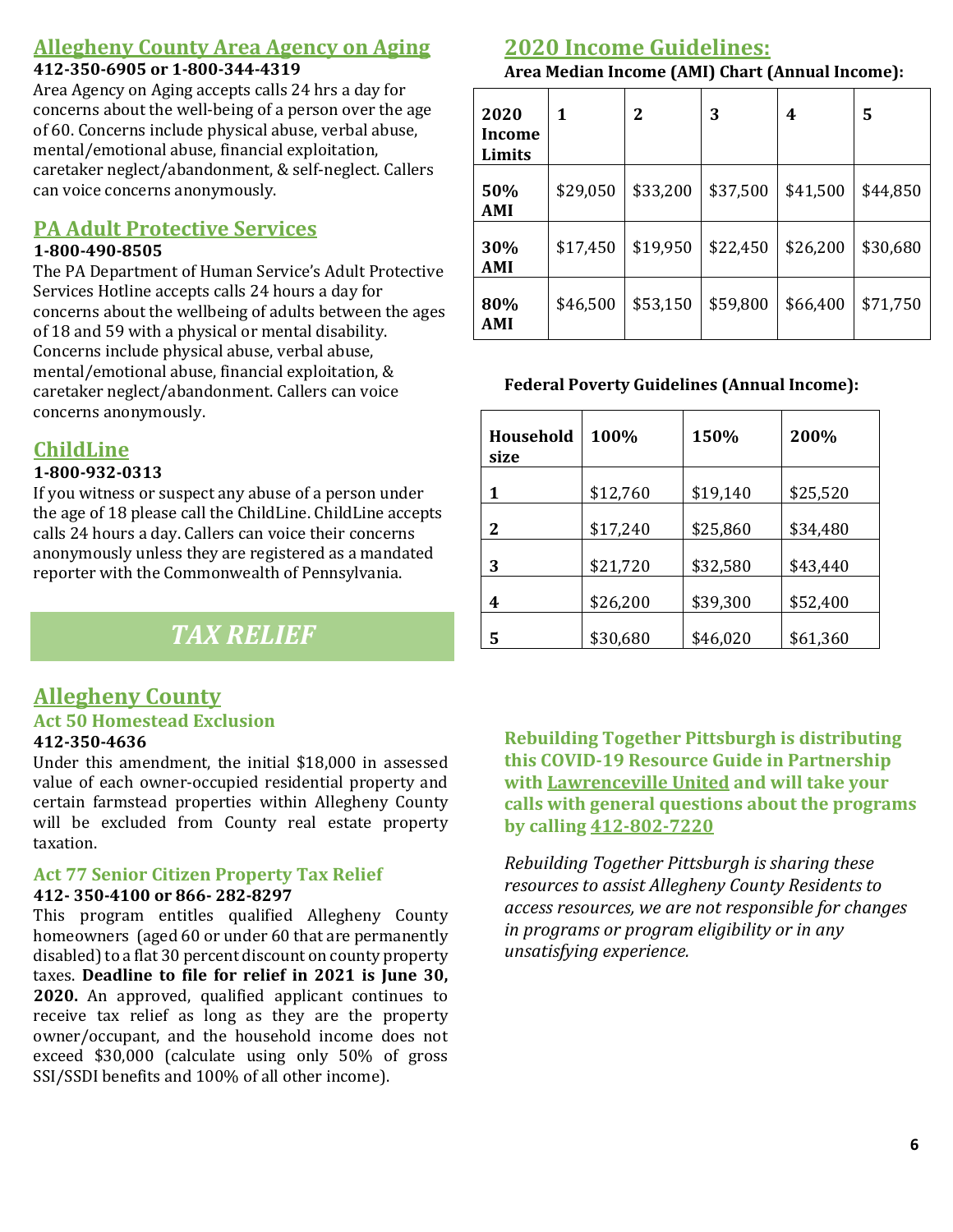## Allegheny County Area Agency on Aging

**412-350-6905 or 1-800-344-4319**

Area Agency on Aging accepts calls 24 hrs a day for concerns about the well-being of a person over the age of 60. Concerns include physical abuse, verbal abuse, mental/emotional abuse, financial exploitation, caretaker neglect/abandonment, & self-neglect. Callers can voice concerns anonymously.

## PA Adult Protective Services

**1-800-490-8505**

The PA Department of Human Service's Adult Protective Services Hotline accepts calls 24 hours a day for concerns about the wellbeing of adults between the ages of 18 and 59 with a physical or mental disability. Concerns include physical abuse, verbal abuse, mental/emotional abuse, financial exploitation, & caretaker neglect/abandonment. Callers can voice concerns anonymously.

## ChildLine

**1-800-932-0313**

If you witness or suspect any abuse of a person under the age of 18 please call the ChildLine. ChildLine accepts calls 24 hours a day. Callers can voice their concerns anonymously unless they are registered as a mandated reporter with the Commonwealth of Pennsylvania.

# *TAX RELIEF*

## Allegheny County

### Act 50 Homestead Exclusion

**412-350-4636**

Under this amendment, the initial $18,000 in assessed value of each owner-occupied residential property and certain farmstead properties within Allegheny County will be excluded from County real estate property taxation.

### Act 77 Senior Citizen Property Tax Relief

**412- 350-4100 or 866- 282-8297**

This program entitles qualified Allegheny County homeowners (aged 60 or under 60 that are permanently disabled) to a flat 30 percent discount on county property taxes. **Deadline to file for relief in 2021 is June 30, 2020.** An approved, qualified applicant continues to receive tax relief as long as they are the property owner/occupant, and the household income does not exceed $30,000 (calculate using only 50% of gross SSI/SSDI benefits and 100% of all other income).

## 2020 Income Guidelines:

**Area Median Income (AMI) Chart (Annual Income):**

| 2020 Income Limits | 1 | 2 | 3 | 4 | 5 |
|---|---|---|---|---|---|
| **50% AMI** | $29,050 | $33,200 | $37,500 | $41,500 | $44,850 |
| **30% AMI** | $17,450 | $19,950 | $22,450 | $26,200 | $30,680 |
| **80% AMI** | $46,500 | $53,150 | $59,800 | $66,400 | $71,750 |

**Federal Poverty Guidelines (Annual Income):**

| Household size | 100% | 150% | 200% |
|---|---|---|---|
| **1** | $12,760 | $19,140 | $25,520 |
| **2** | $17,240 | $25,860 | $34,480 |
| **3** | $21,720 | $32,580 | $43,440 |
| **4** | $26,200 | $39,300 | $52,400 |
| **5** | $30,680 | $46,020 | $61,360 |

**Rebuilding Together Pittsburgh is distributing this COVID-19 Resource Guide in Partnership with Lawrenceville United and will take your calls with general questions about the programs by calling 412-802-7220**

*Rebuilding Together Pittsburgh is sharing these resources to assist Allegheny County Residents to access resources, we are not responsible for changes in programs or program eligibility or in any unsatisfying experience.*